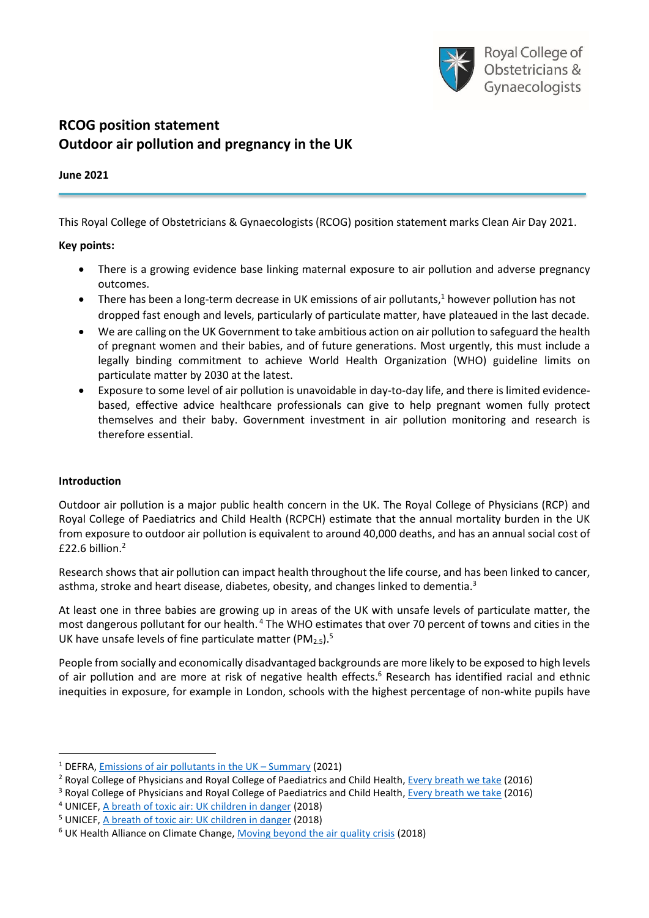# RCOG position statement
# Outdoor air pollution and pregnancy in the UK

**June 2021**

This Royal College of Obstetricians & Gynaecologists (RCOG) position statement marks Clean Air Day 2021.

**Key points:**

- There is a growing evidence base linking maternal exposure to air pollution and adverse pregnancy outcomes.
- There has been a long-term decrease in UK emissions of air pollutants,[1] however pollution has not dropped fast enough and levels, particularly of particulate matter, have plateaued in the last decade.
- We are calling on the UK Government to take ambitious action on air pollution to safeguard the health of pregnant women and their babies, and of future generations. Most urgently, this must include a legally binding commitment to achieve World Health Organization (WHO) guideline limits on particulate matter by 2030 at the latest.
- Exposure to some level of air pollution is unavoidable in day-to-day life, and there is limited evidence-based, effective advice healthcare professionals can give to help pregnant women fully protect themselves and their baby. Government investment in air pollution monitoring and research is therefore essential.

**Introduction**

Outdoor air pollution is a major public health concern in the UK. The Royal College of Physicians (RCP) and Royal College of Paediatrics and Child Health (RCPCH) estimate that the annual mortality burden in the UK from exposure to outdoor air pollution is equivalent to around 40,000 deaths, and has an annual social cost of £22.6 billion.[2]

Research shows that air pollution can impact health throughout the life course, and has been linked to cancer, asthma, stroke and heart disease, diabetes, obesity, and changes linked to dementia.[3]

At least one in three babies are growing up in areas of the UK with unsafe levels of particulate matter, the most dangerous pollutant for our health.[4] The WHO estimates that over 70 percent of towns and cities in the UK have unsafe levels of fine particulate matter ($PM_{2.5}$).[5]

People from socially and economically disadvantaged backgrounds are more likely to be exposed to high levels of air pollution and are more at risk of negative health effects.[6] Research has identified racial and ethnic inequities in exposure, for example in London, schools with the highest percentage of non-white pupils have

---

[1] DEFRA, Emissions of air pollutants in the UK – Summary (2021)

[2] Royal College of Physicians and Royal College of Paediatrics and Child Health, Every breath we take (2016)

[3] Royal College of Physicians and Royal College of Paediatrics and Child Health, Every breath we take (2016)

[4] UNICEF, A breath of toxic air: UK children in danger (2018)

[5] UNICEF, A breath of toxic air: UK children in danger (2018)

[6] UK Health Alliance on Climate Change, Moving beyond the air quality crisis (2018)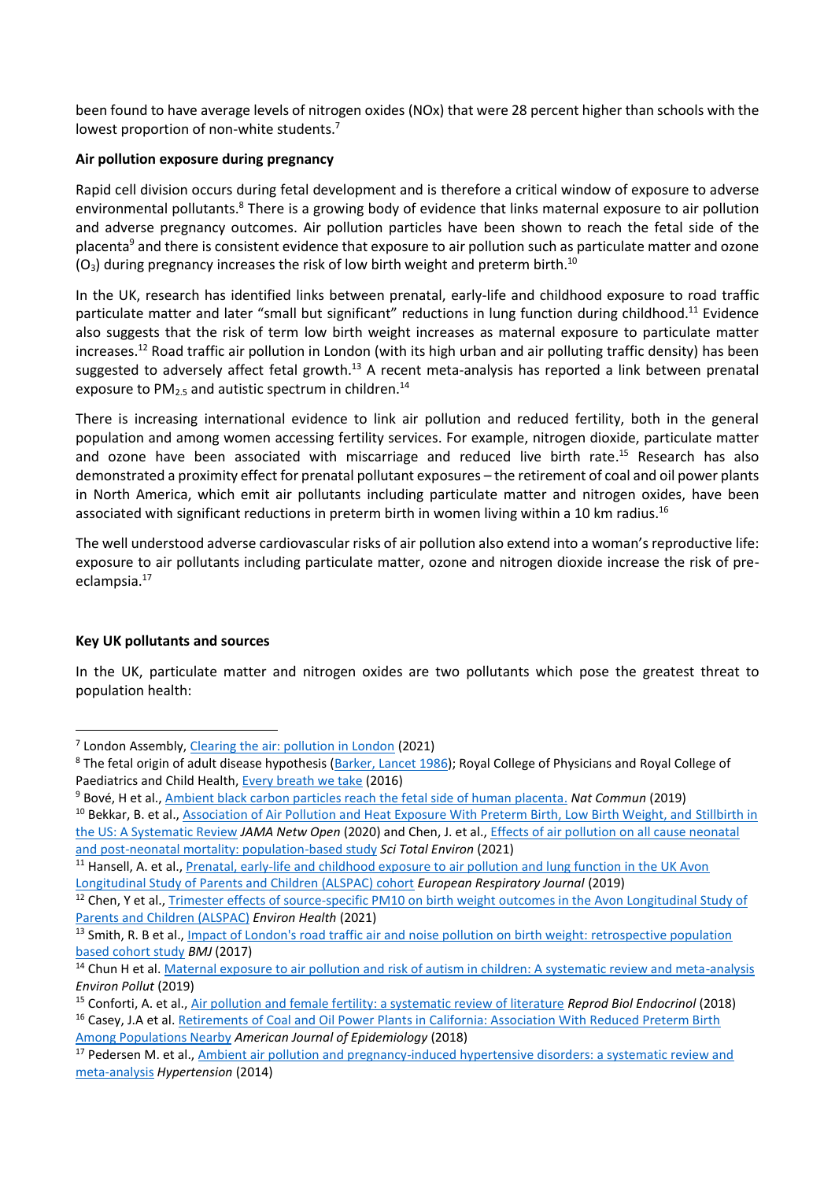been found to have average levels of nitrogen oxides (NOx) that were 28 percent higher than schools with the lowest proportion of non-white students.[7]

**Air pollution exposure during pregnancy**

Rapid cell division occurs during fetal development and is therefore a critical window of exposure to adverse environmental pollutants.[8] There is a growing body of evidence that links maternal exposure to air pollution and adverse pregnancy outcomes. Air pollution particles have been shown to reach the fetal side of the placenta[9] and there is consistent evidence that exposure to air pollution such as particulate matter and ozone ($O_3$) during pregnancy increases the risk of low birth weight and preterm birth.[10]

In the UK, research has identified links between prenatal, early-life and childhood exposure to road traffic particulate matter and later "small but significant" reductions in lung function during childhood.[11] Evidence also suggests that the risk of term low birth weight increases as maternal exposure to particulate matter increases.[12] Road traffic air pollution in London (with its high urban and air polluting traffic density) has been suggested to adversely affect fetal growth.[13] A recent meta-analysis has reported a link between prenatal exposure to $PM_{2.5}$ and autistic spectrum in children.[14]

There is increasing international evidence to link air pollution and reduced fertility, both in the general population and among women accessing fertility services. For example, nitrogen dioxide, particulate matter and ozone have been associated with miscarriage and reduced live birth rate.[15] Research has also demonstrated a proximity effect for prenatal pollutant exposures – the retirement of coal and oil power plants in North America, which emit air pollutants including particulate matter and nitrogen oxides, have been associated with significant reductions in preterm birth in women living within a 10 km radius.[16]

The well understood adverse cardiovascular risks of air pollution also extend into a woman's reproductive life: exposure to air pollutants including particulate matter, ozone and nitrogen dioxide increase the risk of pre-eclampsia.[17]

**Key UK pollutants and sources**

In the UK, particulate matter and nitrogen oxides are two pollutants which pose the greatest threat to population health:

---

[7] London Assembly, Clearing the air: pollution in London (2021)

[8] The fetal origin of adult disease hypothesis (Barker, Lancet 1986); Royal College of Physicians and Royal College of Paediatrics and Child Health, Every breath we take (2016)

[9] Bové, H et al., Ambient black carbon particles reach the fetal side of human placenta. *Nat Commun* (2019)

[10] Bekkar, B. et al., Association of Air Pollution and Heat Exposure With Preterm Birth, Low Birth Weight, and Stillbirth in the US: A Systematic Review *JAMA Netw Open* (2020) and Chen, J. et al., Effects of air pollution on all cause neonatal and post-neonatal mortality: population-based study *Sci Total Environ* (2021)

[11] Hansell, A. et al., Prenatal, early-life and childhood exposure to air pollution and lung function in the UK Avon Longitudinal Study of Parents and Children (ALSPAC) cohort *European Respiratory Journal* (2019)

[12] Chen, Y et al., Trimester effects of source-specific PM10 on birth weight outcomes in the Avon Longitudinal Study of Parents and Children (ALSPAC) *Environ Health* (2021)

[13] Smith, R. B et al., Impact of London's road traffic air and noise pollution on birth weight: retrospective population based cohort study *BMJ* (2017)

[14] Chun H et al. Maternal exposure to air pollution and risk of autism in children: A systematic review and meta-analysis *Environ Pollut* (2019)

[15] Conforti, A. et al., Air pollution and female fertility: a systematic review of literature *Reprod Biol Endocrinol* (2018)

[16] Casey, J.A et al. Retirements of Coal and Oil Power Plants in California: Association With Reduced Preterm Birth Among Populations Nearby *American Journal of Epidemiology* (2018)

[17] Pedersen M. et al., Ambient air pollution and pregnancy-induced hypertensive disorders: a systematic review and meta-analysis *Hypertension* (2014)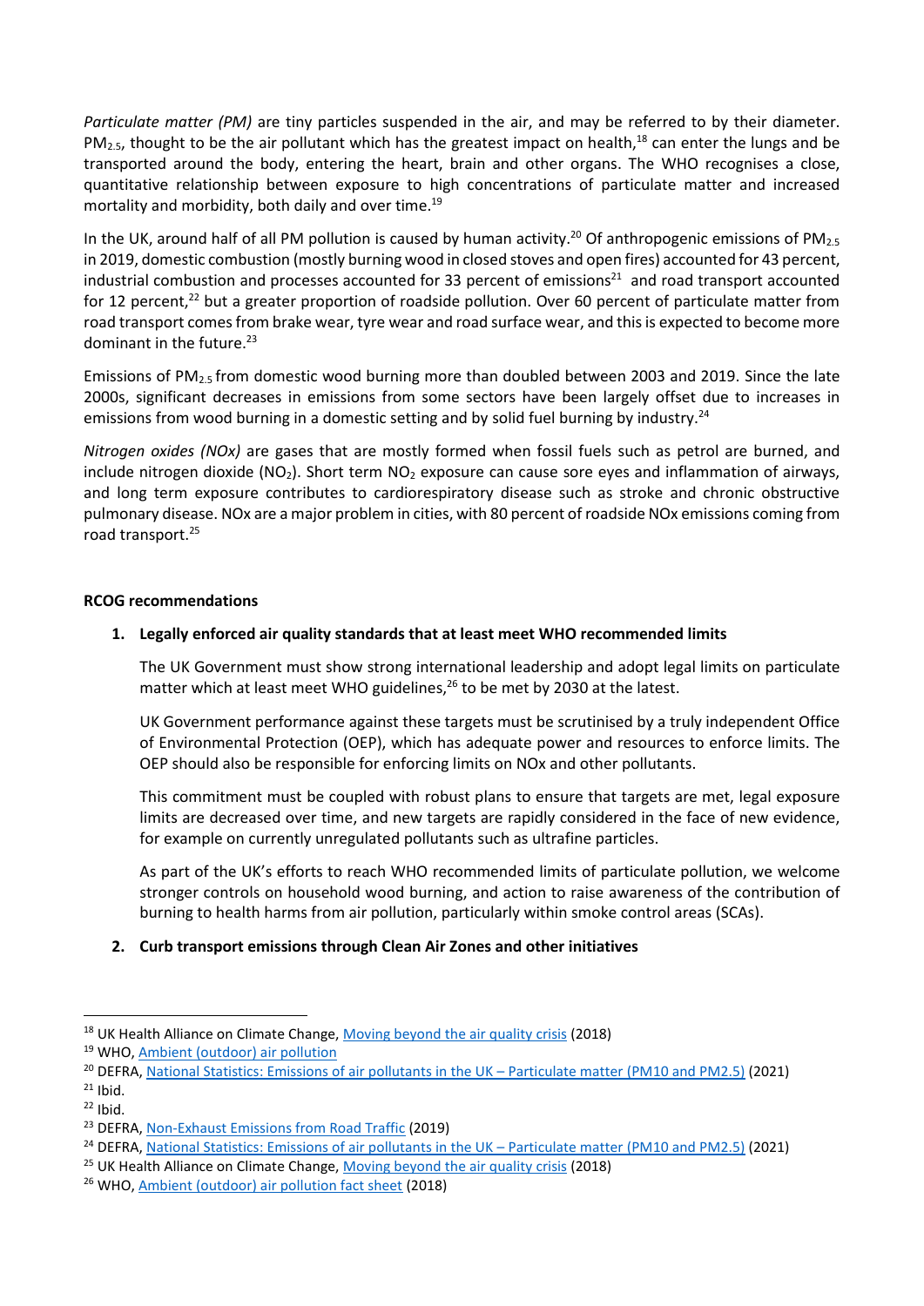*Particulate matter (PM)* are tiny particles suspended in the air, and may be referred to by their diameter. $PM_{2.5}$, thought to be the air pollutant which has the greatest impact on health,[18] can enter the lungs and be transported around the body, entering the heart, brain and other organs. The WHO recognises a close, quantitative relationship between exposure to high concentrations of particulate matter and increased mortality and morbidity, both daily and over time.[19]

In the UK, around half of all PM pollution is caused by human activity.[20] Of anthropogenic emissions of $PM_{2.5}$ in 2019, domestic combustion (mostly burning wood in closed stoves and open fires) accounted for 43 percent, industrial combustion and processes accounted for 33 percent of emissions[21] and road transport accounted for 12 percent,[22] but a greater proportion of roadside pollution. Over 60 percent of particulate matter from road transport comes from brake wear, tyre wear and road surface wear, and this is expected to become more dominant in the future.[23]

Emissions of $PM_{2.5}$ from domestic wood burning more than doubled between 2003 and 2019. Since the late 2000s, significant decreases in emissions from some sectors have been largely offset due to increases in emissions from wood burning in a domestic setting and by solid fuel burning by industry.[24]

*Nitrogen oxides (NOx)* are gases that are mostly formed when fossil fuels such as petrol are burned, and include nitrogen dioxide ($NO_2$). Short term $NO_2$ exposure can cause sore eyes and inflammation of airways, and long term exposure contributes to cardiorespiratory disease such as stroke and chronic obstructive pulmonary disease. NOx are a major problem in cities, with 80 percent of roadside NOx emissions coming from road transport.[25]

**RCOG recommendations**

1. **Legally enforced air quality standards that at least meet WHO recommended limits**

   The UK Government must show strong international leadership and adopt legal limits on particulate matter which at least meet WHO guidelines,[26] to be met by 2030 at the latest.

   UK Government performance against these targets must be scrutinised by a truly independent Office of Environmental Protection (OEP), which has adequate power and resources to enforce limits. The OEP should also be responsible for enforcing limits on NOx and other pollutants.

   This commitment must be coupled with robust plans to ensure that targets are met, legal exposure limits are decreased over time, and new targets are rapidly considered in the face of new evidence, for example on currently unregulated pollutants such as ultrafine particles.

   As part of the UK's efforts to reach WHO recommended limits of particulate pollution, we welcome stronger controls on household wood burning, and action to raise awareness of the contribution of burning to health harms from air pollution, particularly within smoke control areas (SCAs).

2. **Curb transport emissions through Clean Air Zones and other initiatives**

---

[18] UK Health Alliance on Climate Change, Moving beyond the air quality crisis (2018)

[19] WHO, Ambient (outdoor) air pollution

[20] DEFRA, National Statistics: Emissions of air pollutants in the UK – Particulate matter (PM10 and PM2.5) (2021)

[21] Ibid.

[22] Ibid.

[23] DEFRA, Non-Exhaust Emissions from Road Traffic (2019)

[24] DEFRA, National Statistics: Emissions of air pollutants in the UK – Particulate matter (PM10 and PM2.5) (2021)

[25] UK Health Alliance on Climate Change, Moving beyond the air quality crisis (2018)

[26] WHO, Ambient (outdoor) air pollution fact sheet (2018)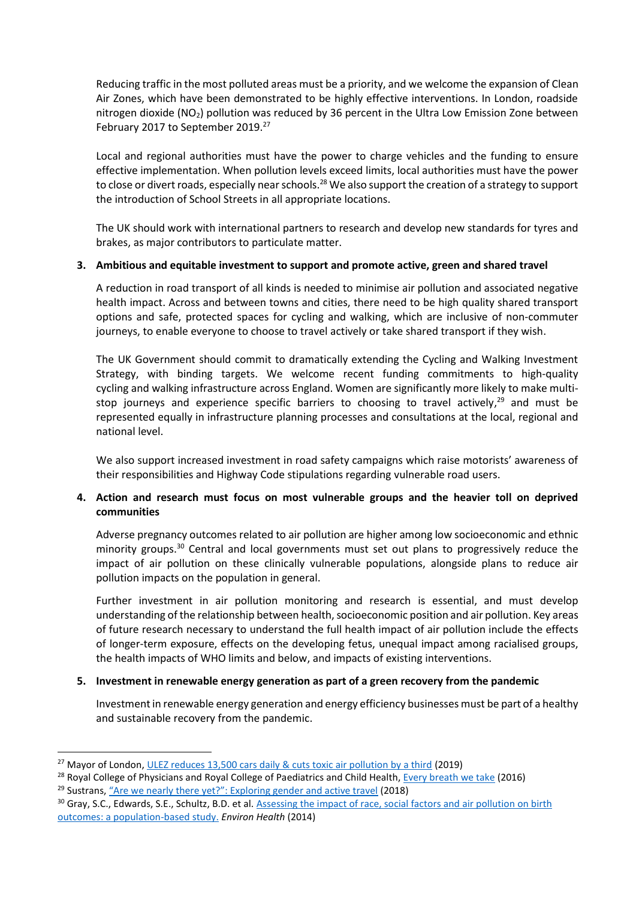Reducing traffic in the most polluted areas must be a priority, and we welcome the expansion of Clean Air Zones, which have been demonstrated to be highly effective interventions. In London, roadside nitrogen dioxide ($NO_2$) pollution was reduced by 36 percent in the Ultra Low Emission Zone between February 2017 to September 2019.[27]

Local and regional authorities must have the power to charge vehicles and the funding to ensure effective implementation. When pollution levels exceed limits, local authorities must have the power to close or divert roads, especially near schools.[28] We also support the creation of a strategy to support the introduction of School Streets in all appropriate locations.

The UK should work with international partners to research and develop new standards for tyres and brakes, as major contributors to particulate matter.

3. **Ambitious and equitable investment to support and promote active, green and shared travel**

A reduction in road transport of all kinds is needed to minimise air pollution and associated negative health impact. Across and between towns and cities, there need to be high quality shared transport options and safe, protected spaces for cycling and walking, which are inclusive of non-commuter journeys, to enable everyone to choose to travel actively or take shared transport if they wish.

The UK Government should commit to dramatically extending the Cycling and Walking Investment Strategy, with binding targets. We welcome recent funding commitments to high-quality cycling and walking infrastructure across England. Women are significantly more likely to make multi-stop journeys and experience specific barriers to choosing to travel actively,[29] and must be represented equally in infrastructure planning processes and consultations at the local, regional and national level.

We also support increased investment in road safety campaigns which raise motorists' awareness of their responsibilities and Highway Code stipulations regarding vulnerable road users.

4. **Action and research must focus on most vulnerable groups and the heavier toll on deprived communities**

Adverse pregnancy outcomes related to air pollution are higher among low socioeconomic and ethnic minority groups.[30] Central and local governments must set out plans to progressively reduce the impact of air pollution on these clinically vulnerable populations, alongside plans to reduce air pollution impacts on the population in general.

Further investment in air pollution monitoring and research is essential, and must develop understanding of the relationship between health, socioeconomic position and air pollution. Key areas of future research necessary to understand the full health impact of air pollution include the effects of longer-term exposure, effects on the developing fetus, unequal impact among racialised groups, the health impacts of WHO limits and below, and impacts of existing interventions.

5. **Investment in renewable energy generation as part of a green recovery from the pandemic**

Investment in renewable energy generation and energy efficiency businesses must be part of a healthy and sustainable recovery from the pandemic.

---

[27] Mayor of London, ULEZ reduces 13,500 cars daily & cuts toxic air pollution by a third (2019)

[28] Royal College of Physicians and Royal College of Paediatrics and Child Health, Every breath we take (2016)

[29] Sustrans, "Are we nearly there yet?": Exploring gender and active travel (2018)

[30] Gray, S.C., Edwards, S.E., Schultz, B.D. et al. Assessing the impact of race, social factors and air pollution on birth outcomes: a population-based study. *Environ Health* (2014)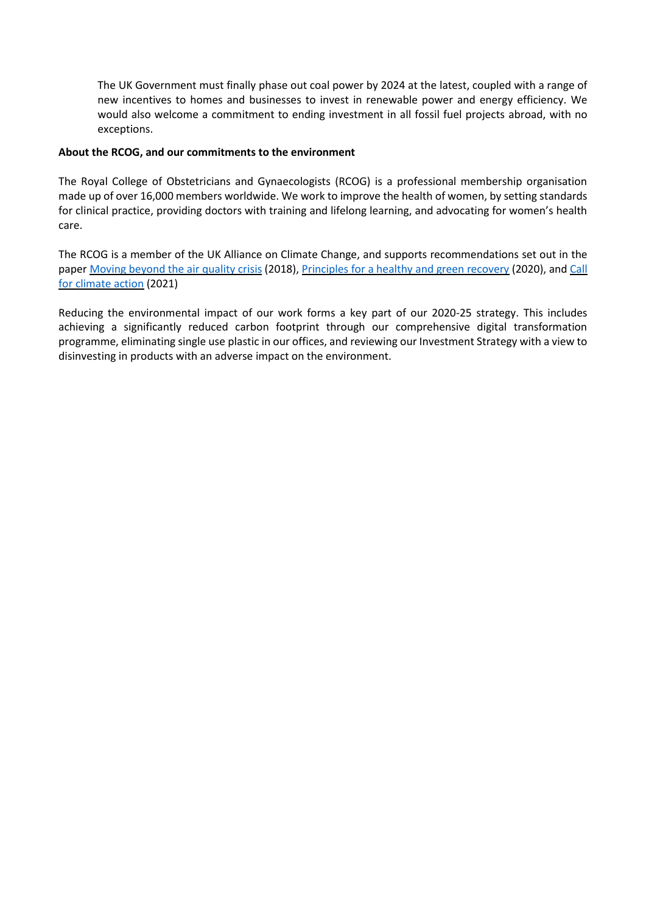> The UK Government must finally phase out coal power by 2024 at the latest, coupled with a range of new incentives to homes and businesses to invest in renewable power and energy efficiency. We would also welcome a commitment to ending investment in all fossil fuel projects abroad, with no exceptions.

**About the RCOG, and our commitments to the environment**

The Royal College of Obstetricians and Gynaecologists (RCOG) is a professional membership organisation made up of over 16,000 members worldwide. We work to improve the health of women, by setting standards for clinical practice, providing doctors with training and lifelong learning, and advocating for women's health care.

The RCOG is a member of the UK Alliance on Climate Change, and supports recommendations set out in the paper Moving beyond the air quality crisis (2018), Principles for a healthy and green recovery (2020), and Call for climate action (2021)

Reducing the environmental impact of our work forms a key part of our 2020-25 strategy. This includes achieving a significantly reduced carbon footprint through our comprehensive digital transformation programme, eliminating single use plastic in our offices, and reviewing our Investment Strategy with a view to disinvesting in products with an adverse impact on the environment.